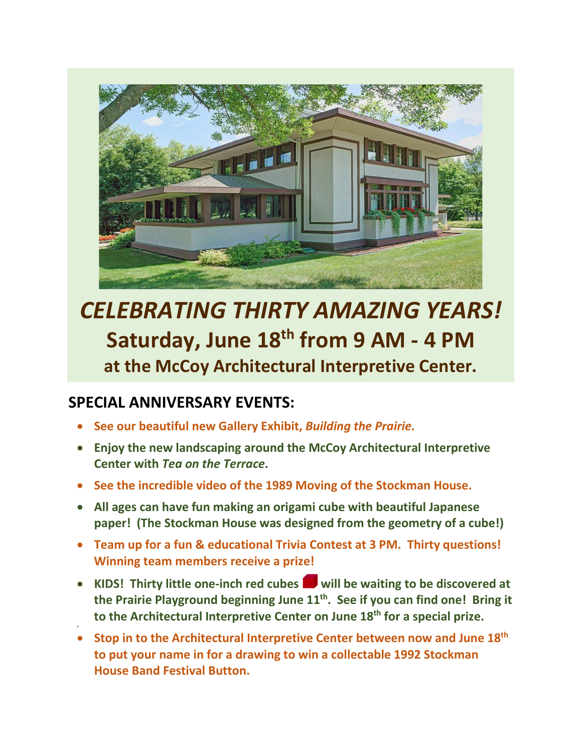# *CELEBRATING THIRTY AMAZING YEARS!*

## Saturday, June 18th from 9 AM - 4 PM

### at the McCoy Architectural Interpretive Center.

## SPECIAL ANNIVERSARY EVENTS:

- **See our beautiful new Gallery Exhibit, *Building the Prairie.***
- **Enjoy the new landscaping around the McCoy Architectural Interpretive Center with *Tea on the Terrace*.**
- **See the incredible video of the 1989 Moving of the Stockman House.**
- **All ages can have fun making an origami cube with beautiful Japanese paper! (The Stockman House was designed from the geometry of a cube!)**
- **Team up for a fun & educational Trivia Contest at 3 PM. Thirty questions! Winning team members receive a prize!**
- **KIDS! Thirty little one-inch red cubes will be waiting to be discovered at the Prairie Playground beginning June 11th. See if you can find one! Bring it to the Architectural Interpretive Center on June 18th for a special prize.**
- **Stop in to the Architectural Interpretive Center between now and June 18th to put your name in for a drawing to win a collectable 1992 Stockman House Band Festival Button.**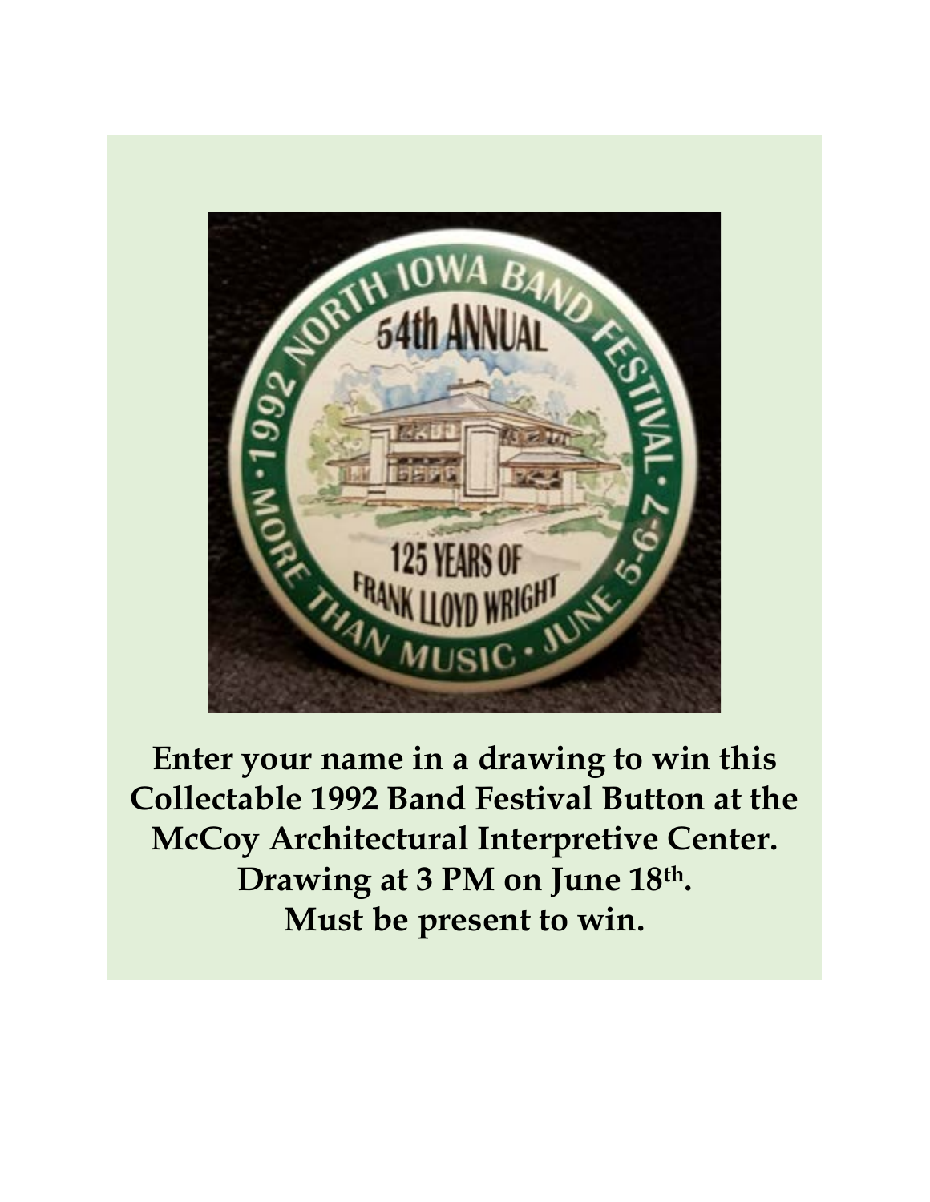**Enter your name in a drawing to win this Collectable 1992 Band Festival Button at the McCoy Architectural Interpretive Center.**
**Drawing at 3 PM on June 18th.**
**Must be present to win.**